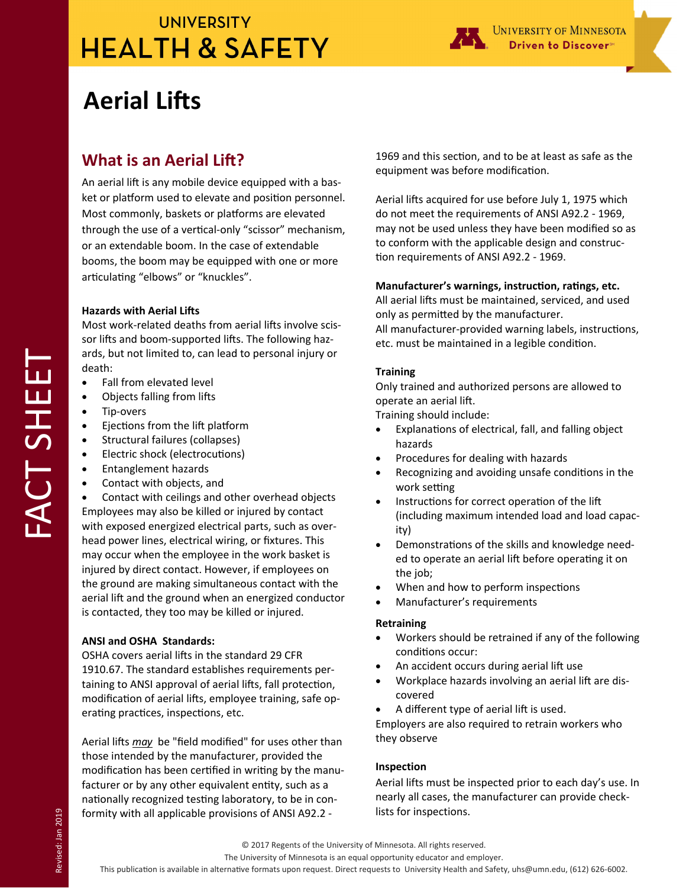UNIVERSITY
# HEALTH & SAFETY

University of Minnesota
Driven to Discover

# Aerial Lifts

## What is an Aerial Lift?

An aerial lift is any mobile device equipped with a basket or platform used to elevate and position personnel. Most commonly, baskets or platforms are elevated through the use of a vertical-only "scissor" mechanism, or an extendable boom. In the case of extendable booms, the boom may be equipped with one or more articulating "elbows" or "knuckles".

**Hazards with Aerial Lifts**

Most work-related deaths from aerial lifts involve scissor lifts and boom-supported lifts. The following hazards, but not limited to, can lead to personal injury or death:

- Fall from elevated level
- Objects falling from lifts
- Tip-overs
- Ejections from the lift platform
- Structural failures (collapses)
- Electric shock (electrocutions)
- Entanglement hazards
- Contact with objects, and
- Contact with ceilings and other overhead objects

Employees may also be killed or injured by contact with exposed energized electrical parts, such as overhead power lines, electrical wiring, or fixtures. This may occur when the employee in the work basket is injured by direct contact. However, if employees on the ground are making simultaneous contact with the aerial lift and the ground when an energized conductor is contacted, they too may be killed or injured.

**ANSI and OSHA Standards:**

OSHA covers aerial lifts in the standard 29 CFR 1910.67. The standard establishes requirements pertaining to ANSI approval of aerial lifts, fall protection, modification of aerial lifts, employee training, safe operating practices, inspections, etc.

Aerial lifts *may* be "field modified" for uses other than those intended by the manufacturer, provided the modification has been certified in writing by the manufacturer or by any other equivalent entity, such as a nationally recognized testing laboratory, to be in conformity with all applicable provisions of ANSI A92.2 - 1969 and this section, and to be at least as safe as the equipment was before modification.

Aerial lifts acquired for use before July 1, 1975 which do not meet the requirements of ANSI A92.2 - 1969, may not be used unless they have been modified so as to conform with the applicable design and construction requirements of ANSI A92.2 - 1969.

**Manufacturer's warnings, instruction, ratings, etc.**

All aerial lifts must be maintained, serviced, and used only as permitted by the manufacturer.
All manufacturer-provided warning labels, instructions, etc. must be maintained in a legible condition.

**Training**

Only trained and authorized persons are allowed to operate an aerial lift.
Training should include:

- Explanations of electrical, fall, and falling object hazards
- Procedures for dealing with hazards
- Recognizing and avoiding unsafe conditions in the work setting
- Instructions for correct operation of the lift (including maximum intended load and load capacity)
- Demonstrations of the skills and knowledge needed to operate an aerial lift before operating it on the job;
- When and how to perform inspections
- Manufacturer's requirements

**Retraining**

- Workers should be retrained if any of the following conditions occur:
- An accident occurs during aerial lift use
- Workplace hazards involving an aerial lift are discovered
- A different type of aerial lift is used.

Employers are also required to retrain workers who they observe

**Inspection**

Aerial lifts must be inspected prior to each day's use. In nearly all cases, the manufacturer can provide checklists for inspections.

FACT SHEET

Revised: Jan 2019

© 2017 Regents of the University of Minnesota. All rights reserved.
The University of Minnesota is an equal opportunity educator and employer.
This publication is available in alternative formats upon request. Direct requests to University Health and Safety, uhs@umn.edu, (612) 626-6002.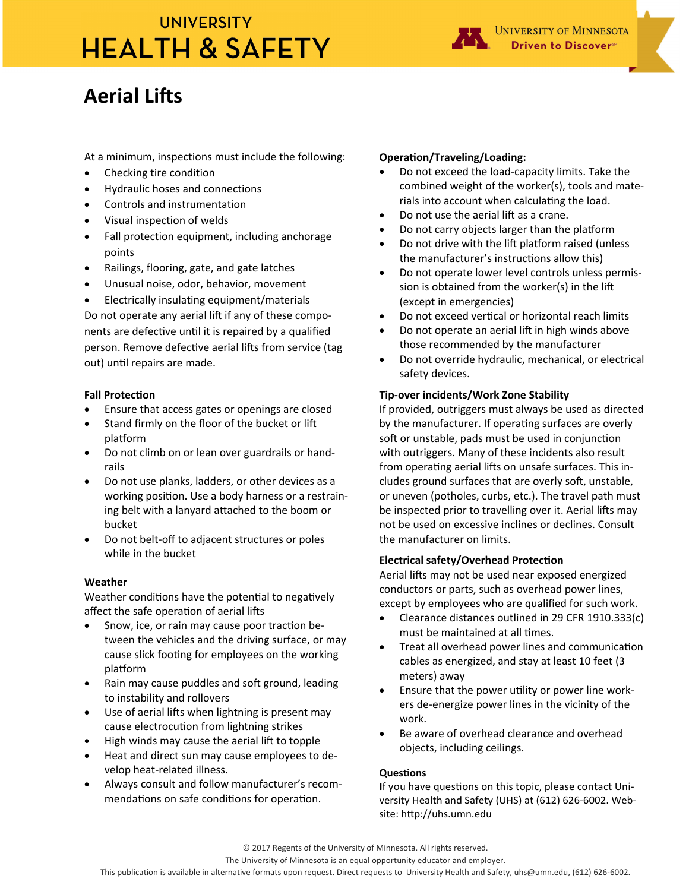# Aerial Lifts

At a minimum, inspections must include the following:

- Checking tire condition
- Hydraulic hoses and connections
- Controls and instrumentation
- Visual inspection of welds
- Fall protection equipment, including anchorage points
- Railings, flooring, gate, and gate latches
- Unusual noise, odor, behavior, movement
- Electrically insulating equipment/materials

Do not operate any aerial lift if any of these components are defective until it is repaired by a qualified person. Remove defective aerial lifts from service (tag out) until repairs are made.

**Fall Protection**

- Ensure that access gates or openings are closed
- Stand firmly on the floor of the bucket or lift platform
- Do not climb on or lean over guardrails or handrails
- Do not use planks, ladders, or other devices as a working position. Use a body harness or a restraining belt with a lanyard attached to the boom or bucket
- Do not belt-off to adjacent structures or poles while in the bucket

**Weather**

Weather conditions have the potential to negatively affect the safe operation of aerial lifts

- Snow, ice, or rain may cause poor traction between the vehicles and the driving surface, or may cause slick footing for employees on the working platform
- Rain may cause puddles and soft ground, leading to instability and rollovers
- Use of aerial lifts when lightning is present may cause electrocution from lightning strikes
- High winds may cause the aerial lift to topple
- Heat and direct sun may cause employees to develop heat-related illness.
- Always consult and follow manufacturer's recommendations on safe conditions for operation.

**Operation/Traveling/Loading:**

- Do not exceed the load-capacity limits. Take the combined weight of the worker(s), tools and materials into account when calculating the load.
- Do not use the aerial lift as a crane.
- Do not carry objects larger than the platform
- Do not drive with the lift platform raised (unless the manufacturer's instructions allow this)
- Do not operate lower level controls unless permission is obtained from the worker(s) in the lift (except in emergencies)
- Do not exceed vertical or horizontal reach limits
- Do not operate an aerial lift in high winds above those recommended by the manufacturer
- Do not override hydraulic, mechanical, or electrical safety devices.

**Tip-over incidents/Work Zone Stability**

If provided, outriggers must always be used as directed by the manufacturer. If operating surfaces are overly soft or unstable, pads must be used in conjunction with outriggers. Many of these incidents also result from operating aerial lifts on unsafe surfaces. This includes ground surfaces that are overly soft, unstable, or uneven (potholes, curbs, etc.). The travel path must be inspected prior to travelling over it. Aerial lifts may not be used on excessive inclines or declines. Consult the manufacturer on limits.

**Electrical safety/Overhead Protection**

Aerial lifts may not be used near exposed energized conductors or parts, such as overhead power lines, except by employees who are qualified for such work.

- Clearance distances outlined in 29 CFR 1910.333(c) must be maintained at all times.
- Treat all overhead power lines and communication cables as energized, and stay at least 10 feet (3 meters) away
- Ensure that the power utility or power line workers de-energize power lines in the vicinity of the work.
- Be aware of overhead clearance and overhead objects, including ceilings.

**Questions**

If you have questions on this topic, please contact University Health and Safety (UHS) at (612) 626-6002. Website: http://uhs.umn.edu

© 2017 Regents of the University of Minnesota. All rights reserved.

The University of Minnesota is an equal opportunity educator and employer.

This publication is available in alternative formats upon request. Direct requests to University Health and Safety, uhs@umn.edu, (612) 626-6002.